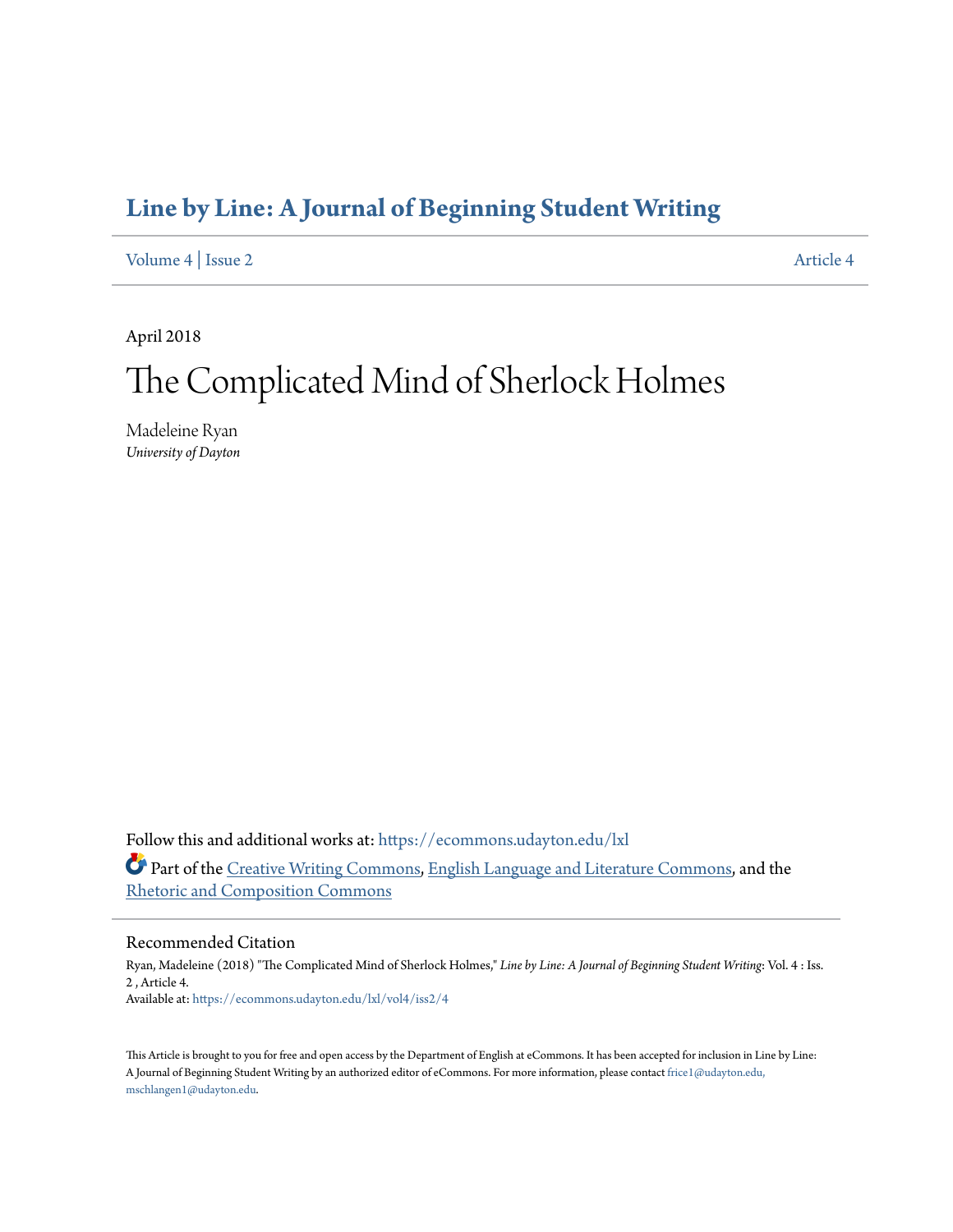# Line by Line: A Journal of Beginning Student Writing

Volume 4 | Issue 2 — Article 4

April 2018

# The Complicated Mind of Sherlock Holmes

Madeleine Ryan
*University of Dayton*

Follow this and additional works at: https://ecommons.udayton.edu/lxl

Part of the Creative Writing Commons, English Language and Literature Commons, and the Rhetoric and Composition Commons

## Recommended Citation

Ryan, Madeleine (2018) "The Complicated Mind of Sherlock Holmes," *Line by Line: A Journal of Beginning Student Writing*: Vol. 4 : Iss. 2 , Article 4.
Available at: https://ecommons.udayton.edu/lxl/vol4/iss2/4

This Article is brought to you for free and open access by the Department of English at eCommons. It has been accepted for inclusion in Line by Line: A Journal of Beginning Student Writing by an authorized editor of eCommons. For more information, please contact frice1@udayton.edu, mschlangen1@udayton.edu.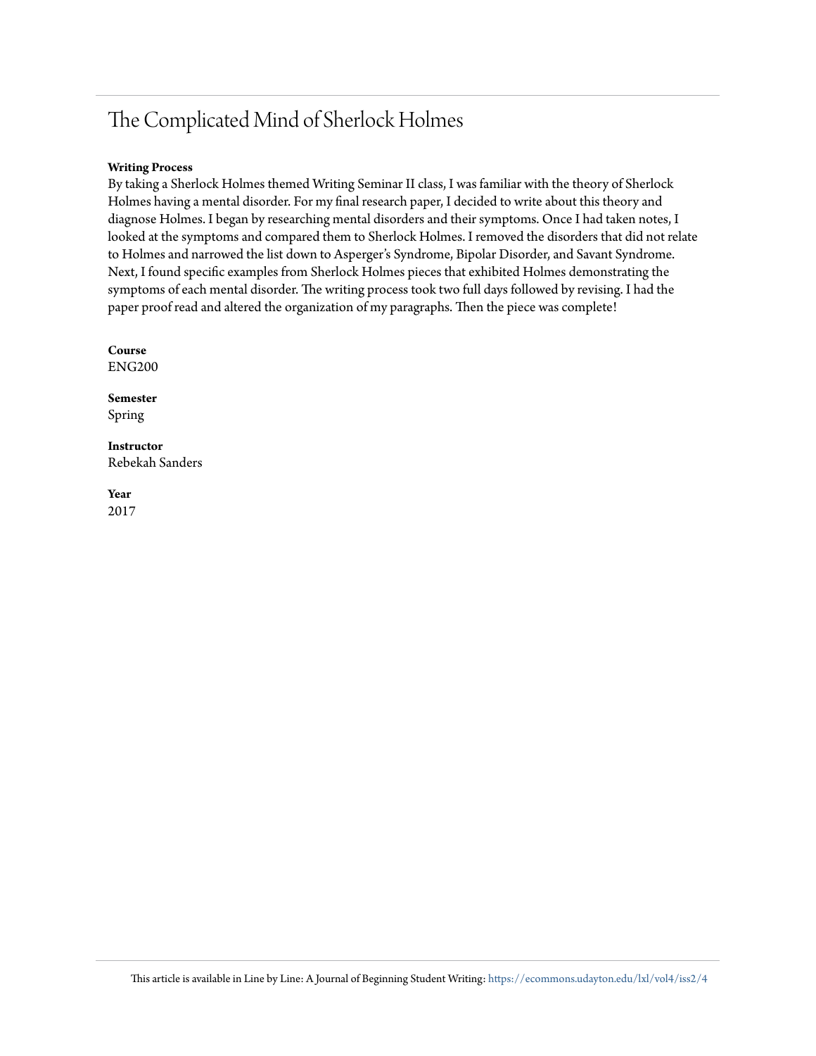# The Complicated Mind of Sherlock Holmes

**Writing Process**

By taking a Sherlock Holmes themed Writing Seminar II class, I was familiar with the theory of Sherlock Holmes having a mental disorder. For my final research paper, I decided to write about this theory and diagnose Holmes. I began by researching mental disorders and their symptoms. Once I had taken notes, I looked at the symptoms and compared them to Sherlock Holmes. I removed the disorders that did not relate to Holmes and narrowed the list down to Asperger's Syndrome, Bipolar Disorder, and Savant Syndrome. Next, I found specific examples from Sherlock Holmes pieces that exhibited Holmes demonstrating the symptoms of each mental disorder. The writing process took two full days followed by revising. I had the paper proof read and altered the organization of my paragraphs. Then the piece was complete!

**Course**

ENG200

**Semester**

Spring

**Instructor**

Rebekah Sanders

**Year**

2017

This article is available in Line by Line: A Journal of Beginning Student Writing: https://ecommons.udayton.edu/lxl/vol4/iss2/4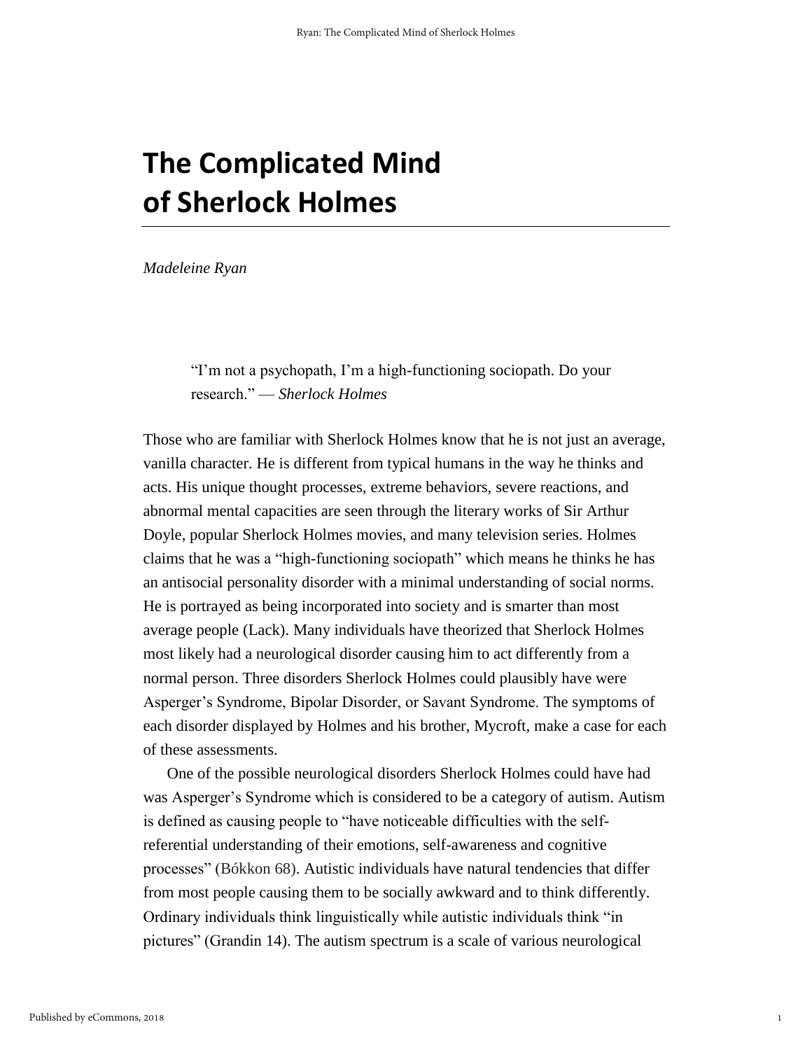# The Complicated Mind of Sherlock Holmes

*Madeleine Ryan*

> "I'm not a psychopath, I'm a high-functioning sociopath. Do your research." — *Sherlock Holmes*

Those who are familiar with Sherlock Holmes know that he is not just an average, vanilla character. He is different from typical humans in the way he thinks and acts. His unique thought processes, extreme behaviors, severe reactions, and abnormal mental capacities are seen through the literary works of Sir Arthur Doyle, popular Sherlock Holmes movies, and many television series. Holmes claims that he was a "high-functioning sociopath" which means he thinks he has an antisocial personality disorder with a minimal understanding of social norms. He is portrayed as being incorporated into society and is smarter than most average people (Lack). Many individuals have theorized that Sherlock Holmes most likely had a neurological disorder causing him to act differently from a normal person. Three disorders Sherlock Holmes could plausibly have were Asperger's Syndrome, Bipolar Disorder, or Savant Syndrome. The symptoms of each disorder displayed by Holmes and his brother, Mycroft, make a case for each of these assessments.

One of the possible neurological disorders Sherlock Holmes could have had was Asperger's Syndrome which is considered to be a category of autism. Autism is defined as causing people to "have noticeable difficulties with the self-referential understanding of their emotions, self-awareness and cognitive processes" (Bókkon 68). Autistic individuals have natural tendencies that differ from most people causing them to be socially awkward and to think differently. Ordinary individuals think linguistically while autistic individuals think "in pictures" (Grandin 14). The autism spectrum is a scale of various neurological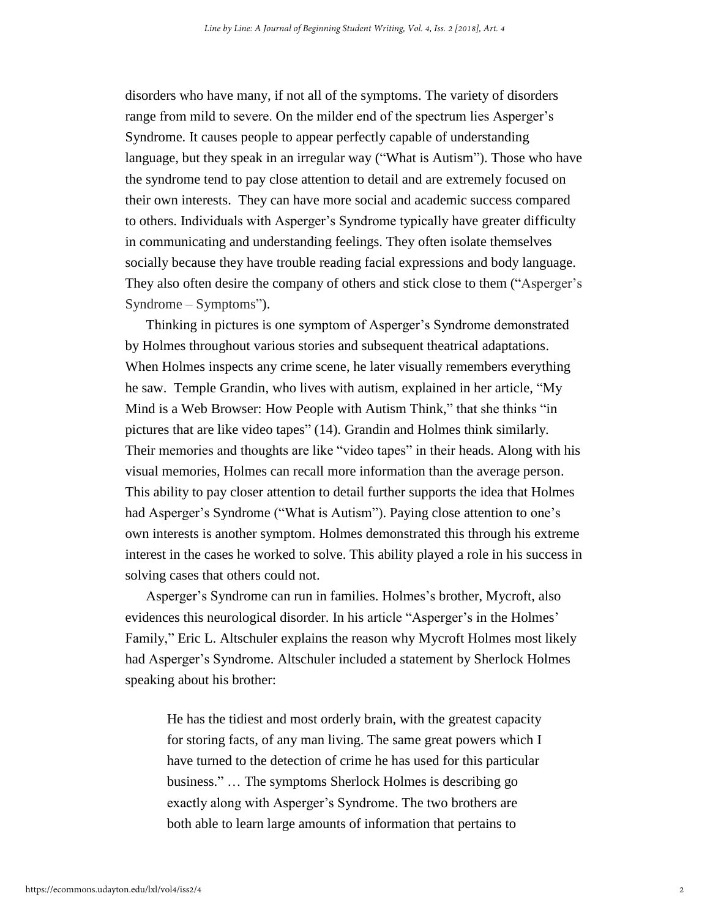disorders who have many, if not all of the symptoms. The variety of disorders range from mild to severe. On the milder end of the spectrum lies Asperger's Syndrome. It causes people to appear perfectly capable of understanding language, but they speak in an irregular way ("What is Autism"). Those who have the syndrome tend to pay close attention to detail and are extremely focused on their own interests. They can have more social and academic success compared to others. Individuals with Asperger's Syndrome typically have greater difficulty in communicating and understanding feelings. They often isolate themselves socially because they have trouble reading facial expressions and body language. They also often desire the company of others and stick close to them ("Asperger's Syndrome – Symptoms").

Thinking in pictures is one symptom of Asperger's Syndrome demonstrated by Holmes throughout various stories and subsequent theatrical adaptations. When Holmes inspects any crime scene, he later visually remembers everything he saw. Temple Grandin, who lives with autism, explained in her article, "My Mind is a Web Browser: How People with Autism Think," that she thinks "in pictures that are like video tapes" (14). Grandin and Holmes think similarly. Their memories and thoughts are like "video tapes" in their heads. Along with his visual memories, Holmes can recall more information than the average person. This ability to pay closer attention to detail further supports the idea that Holmes had Asperger's Syndrome ("What is Autism"). Paying close attention to one's own interests is another symptom. Holmes demonstrated this through his extreme interest in the cases he worked to solve. This ability played a role in his success in solving cases that others could not.

Asperger's Syndrome can run in families. Holmes's brother, Mycroft, also evidences this neurological disorder. In his article "Asperger's in the Holmes' Family," Eric L. Altschuler explains the reason why Mycroft Holmes most likely had Asperger's Syndrome. Altschuler included a statement by Sherlock Holmes speaking about his brother:

> He has the tidiest and most orderly brain, with the greatest capacity for storing facts, of any man living. The same great powers which I have turned to the detection of crime he has used for this particular business." … The symptoms Sherlock Holmes is describing go exactly along with Asperger's Syndrome. The two brothers are both able to learn large amounts of information that pertains to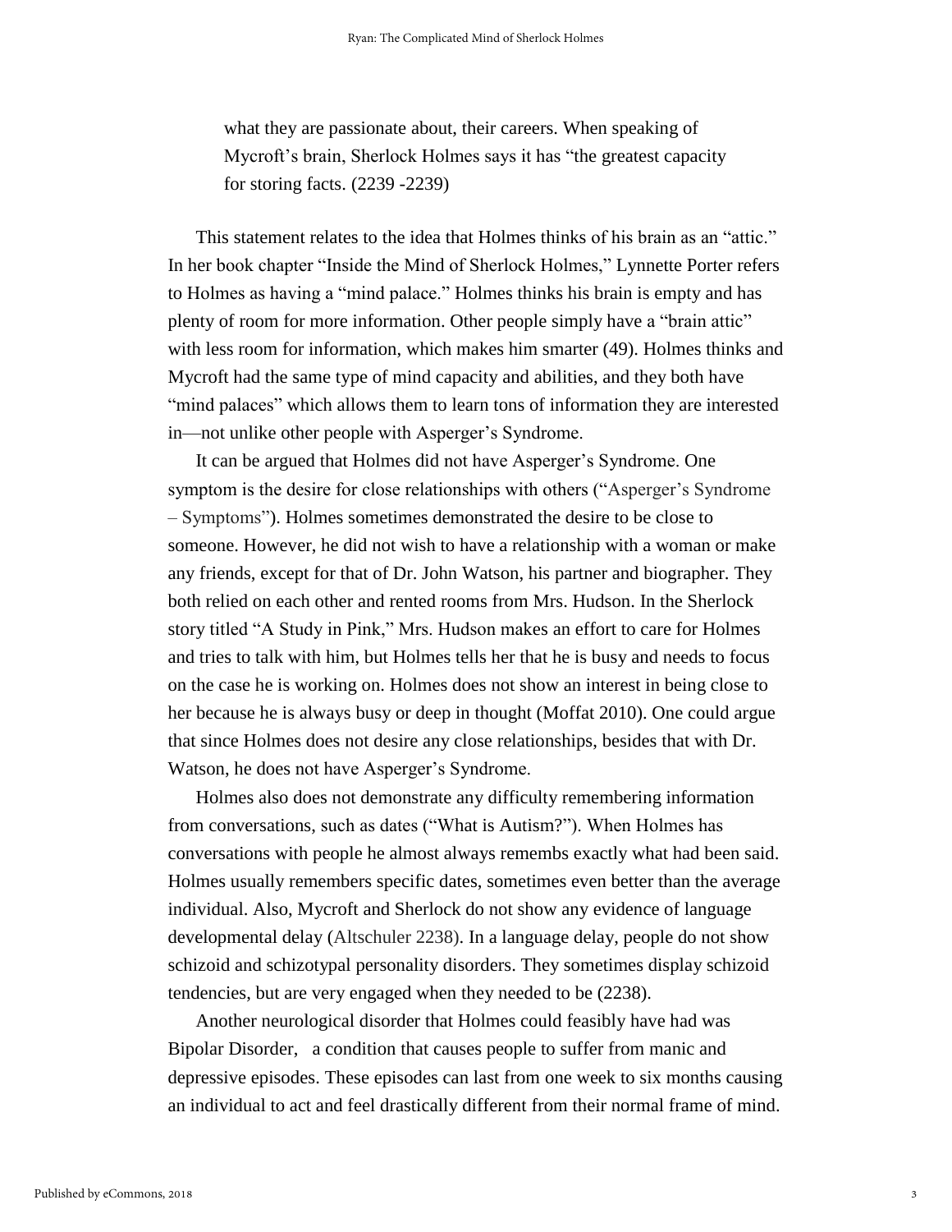> what they are passionate about, their careers. When speaking of Mycroft's brain, Sherlock Holmes says it has "the greatest capacity for storing facts. (2239 -2239)

This statement relates to the idea that Holmes thinks of his brain as an "attic." In her book chapter "Inside the Mind of Sherlock Holmes," Lynnette Porter refers to Holmes as having a "mind palace." Holmes thinks his brain is empty and has plenty of room for more information. Other people simply have a "brain attic" with less room for information, which makes him smarter (49). Holmes thinks and Mycroft had the same type of mind capacity and abilities, and they both have "mind palaces" which allows them to learn tons of information they are interested in—not unlike other people with Asperger's Syndrome.

It can be argued that Holmes did not have Asperger's Syndrome. One symptom is the desire for close relationships with others ("Asperger's Syndrome – Symptoms"). Holmes sometimes demonstrated the desire to be close to someone. However, he did not wish to have a relationship with a woman or make any friends, except for that of Dr. John Watson, his partner and biographer. They both relied on each other and rented rooms from Mrs. Hudson. In the Sherlock story titled "A Study in Pink," Mrs. Hudson makes an effort to care for Holmes and tries to talk with him, but Holmes tells her that he is busy and needs to focus on the case he is working on. Holmes does not show an interest in being close to her because he is always busy or deep in thought (Moffat 2010). One could argue that since Holmes does not desire any close relationships, besides that with Dr. Watson, he does not have Asperger's Syndrome.

Holmes also does not demonstrate any difficulty remembering information from conversations, such as dates ("What is Autism?"). When Holmes has conversations with people he almost always remembs exactly what had been said. Holmes usually remembers specific dates, sometimes even better than the average individual. Also, Mycroft and Sherlock do not show any evidence of language developmental delay (Altschuler 2238). In a language delay, people do not show schizoid and schizotypal personality disorders. They sometimes display schizoid tendencies, but are very engaged when they needed to be (2238).

Another neurological disorder that Holmes could feasibly have had was Bipolar Disorder, a condition that causes people to suffer from manic and depressive episodes. These episodes can last from one week to six months causing an individual to act and feel drastically different from their normal frame of mind.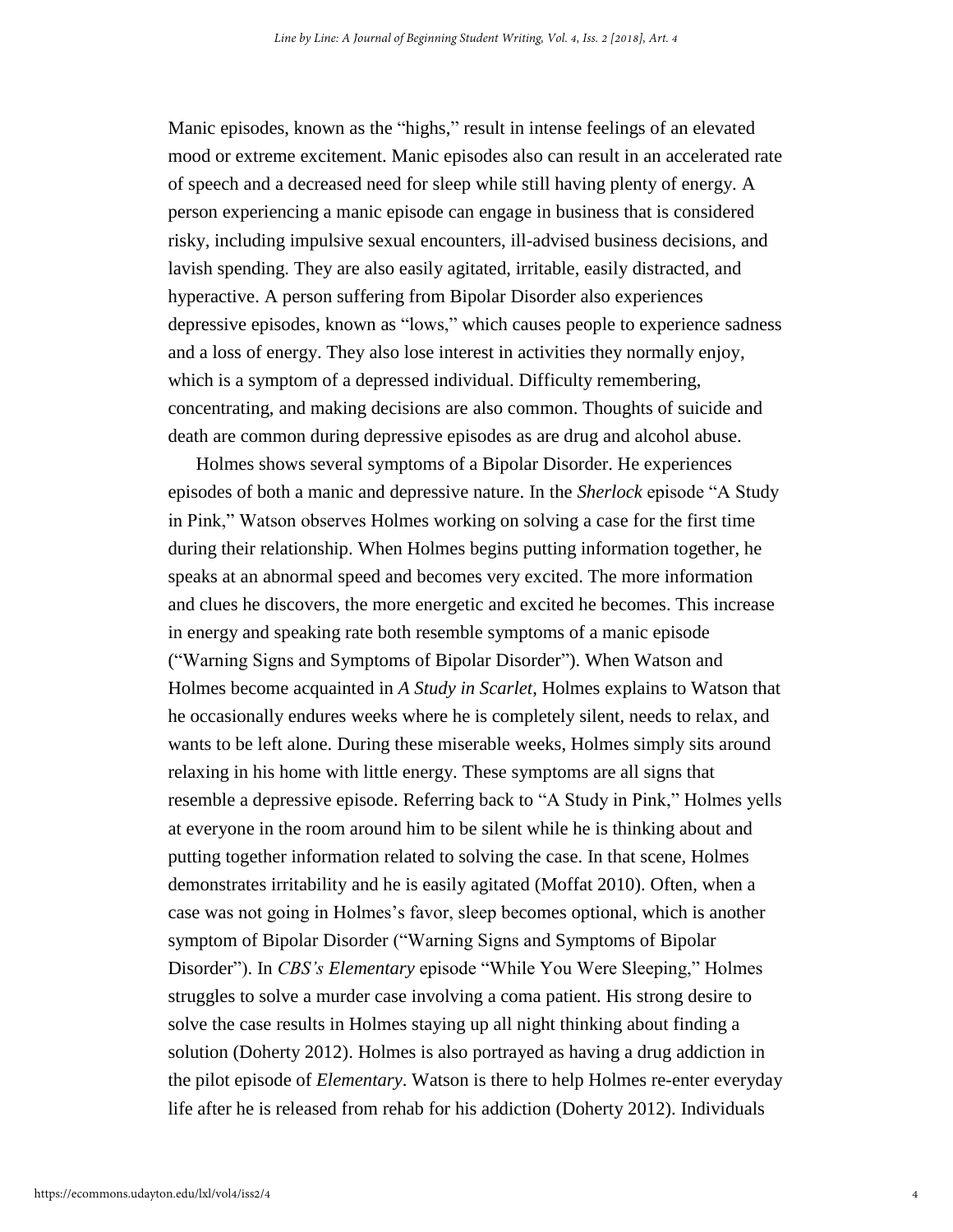Manic episodes, known as the "highs," result in intense feelings of an elevated mood or extreme excitement. Manic episodes also can result in an accelerated rate of speech and a decreased need for sleep while still having plenty of energy. A person experiencing a manic episode can engage in business that is considered risky, including impulsive sexual encounters, ill-advised business decisions, and lavish spending. They are also easily agitated, irritable, easily distracted, and hyperactive. A person suffering from Bipolar Disorder also experiences depressive episodes, known as "lows," which causes people to experience sadness and a loss of energy. They also lose interest in activities they normally enjoy, which is a symptom of a depressed individual. Difficulty remembering, concentrating, and making decisions are also common. Thoughts of suicide and death are common during depressive episodes as are drug and alcohol abuse.

Holmes shows several symptoms of a Bipolar Disorder. He experiences episodes of both a manic and depressive nature. In the *Sherlock* episode "A Study in Pink," Watson observes Holmes working on solving a case for the first time during their relationship. When Holmes begins putting information together, he speaks at an abnormal speed and becomes very excited. The more information and clues he discovers, the more energetic and excited he becomes. This increase in energy and speaking rate both resemble symptoms of a manic episode ("Warning Signs and Symptoms of Bipolar Disorder"). When Watson and Holmes become acquainted in *A Study in Scarlet*, Holmes explains to Watson that he occasionally endures weeks where he is completely silent, needs to relax, and wants to be left alone. During these miserable weeks, Holmes simply sits around relaxing in his home with little energy. These symptoms are all signs that resemble a depressive episode. Referring back to "A Study in Pink," Holmes yells at everyone in the room around him to be silent while he is thinking about and putting together information related to solving the case. In that scene, Holmes demonstrates irritability and he is easily agitated (Moffat 2010). Often, when a case was not going in Holmes's favor, sleep becomes optional, which is another symptom of Bipolar Disorder ("Warning Signs and Symptoms of Bipolar Disorder"). In *CBS's Elementary* episode "While You Were Sleeping," Holmes struggles to solve a murder case involving a coma patient. His strong desire to solve the case results in Holmes staying up all night thinking about finding a solution (Doherty 2012). Holmes is also portrayed as having a drug addiction in the pilot episode of *Elementary*. Watson is there to help Holmes re-enter everyday life after he is released from rehab for his addiction (Doherty 2012). Individuals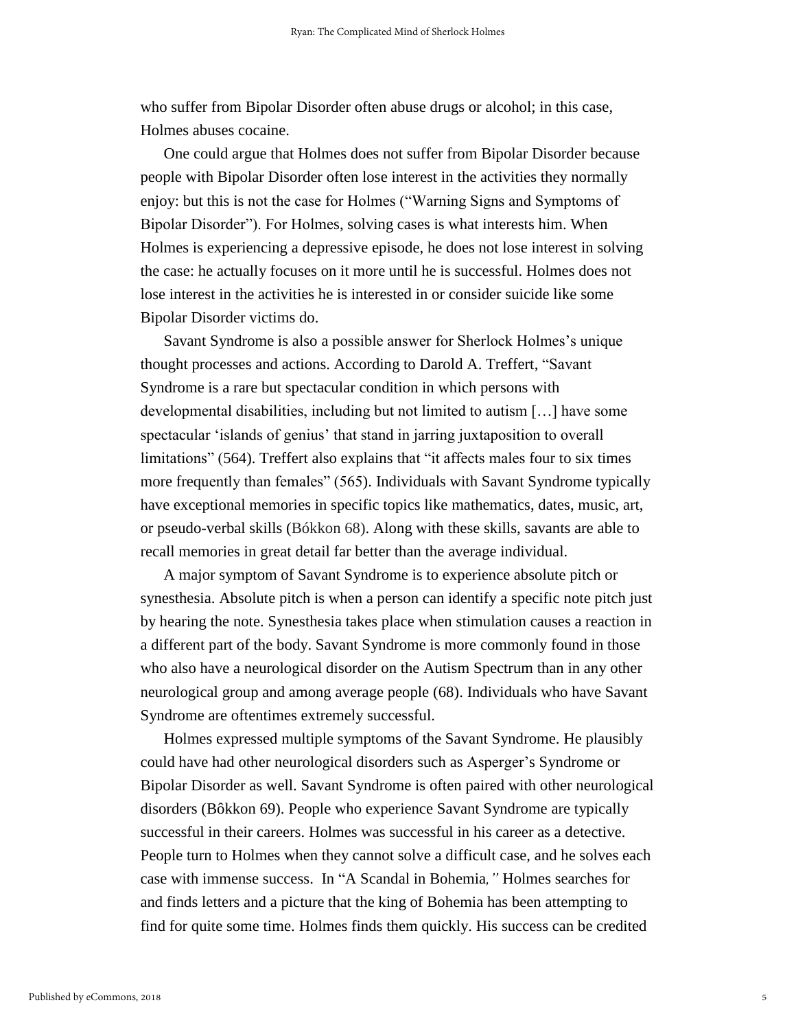who suffer from Bipolar Disorder often abuse drugs or alcohol; in this case, Holmes abuses cocaine.

One could argue that Holmes does not suffer from Bipolar Disorder because people with Bipolar Disorder often lose interest in the activities they normally enjoy: but this is not the case for Holmes ("Warning Signs and Symptoms of Bipolar Disorder"). For Holmes, solving cases is what interests him. When Holmes is experiencing a depressive episode, he does not lose interest in solving the case: he actually focuses on it more until he is successful. Holmes does not lose interest in the activities he is interested in or consider suicide like some Bipolar Disorder victims do.

Savant Syndrome is also a possible answer for Sherlock Holmes's unique thought processes and actions. According to Darold A. Treffert, "Savant Syndrome is a rare but spectacular condition in which persons with developmental disabilities, including but not limited to autism […] have some spectacular 'islands of genius' that stand in jarring juxtaposition to overall limitations" (564). Treffert also explains that "it affects males four to six times more frequently than females" (565). Individuals with Savant Syndrome typically have exceptional memories in specific topics like mathematics, dates, music, art, or pseudo-verbal skills (Bókkon 68). Along with these skills, savants are able to recall memories in great detail far better than the average individual.

A major symptom of Savant Syndrome is to experience absolute pitch or synesthesia. Absolute pitch is when a person can identify a specific note pitch just by hearing the note. Synesthesia takes place when stimulation causes a reaction in a different part of the body. Savant Syndrome is more commonly found in those who also have a neurological disorder on the Autism Spectrum than in any other neurological group and among average people (68). Individuals who have Savant Syndrome are oftentimes extremely successful.

Holmes expressed multiple symptoms of the Savant Syndrome. He plausibly could have had other neurological disorders such as Asperger's Syndrome or Bipolar Disorder as well. Savant Syndrome is often paired with other neurological disorders (Bôkkon 69). People who experience Savant Syndrome are typically successful in their careers. Holmes was successful in his career as a detective. People turn to Holmes when they cannot solve a difficult case, and he solves each case with immense success. In "A Scandal in Bohemia," Holmes searches for and finds letters and a picture that the king of Bohemia has been attempting to find for quite some time. Holmes finds them quickly. His success can be credited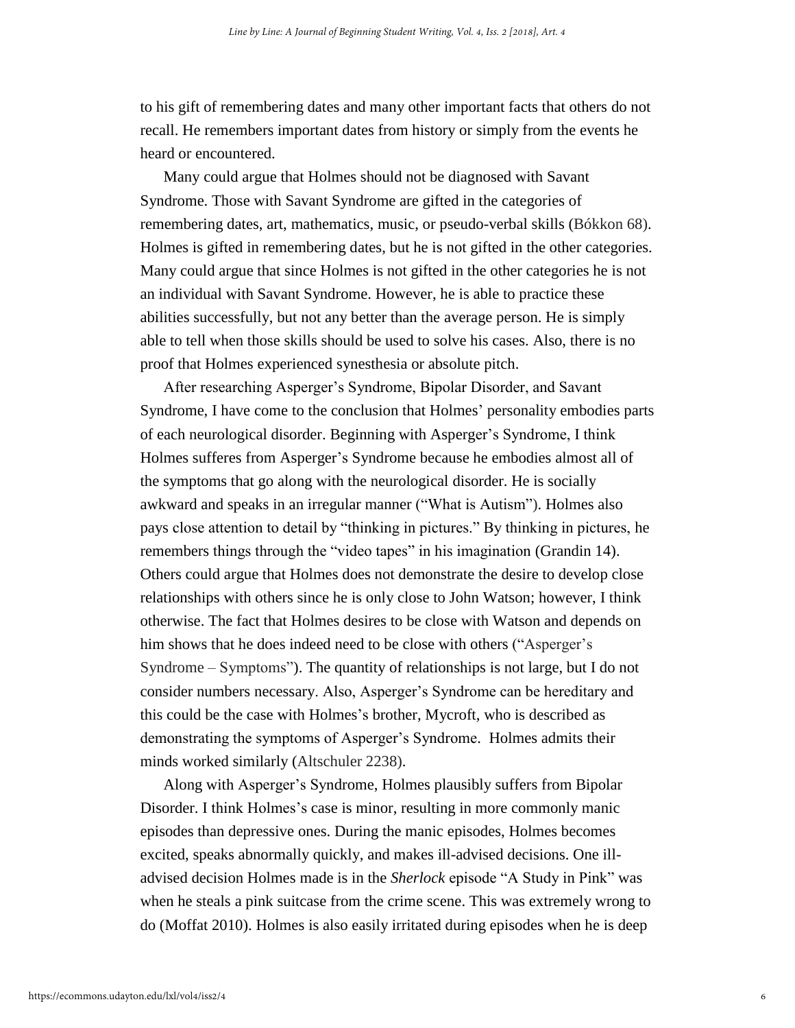to his gift of remembering dates and many other important facts that others do not recall. He remembers important dates from history or simply from the events he heard or encountered.

Many could argue that Holmes should not be diagnosed with Savant Syndrome. Those with Savant Syndrome are gifted in the categories of remembering dates, art, mathematics, music, or pseudo-verbal skills (Bókkon 68). Holmes is gifted in remembering dates, but he is not gifted in the other categories. Many could argue that since Holmes is not gifted in the other categories he is not an individual with Savant Syndrome. However, he is able to practice these abilities successfully, but not any better than the average person. He is simply able to tell when those skills should be used to solve his cases. Also, there is no proof that Holmes experienced synesthesia or absolute pitch.

After researching Asperger's Syndrome, Bipolar Disorder, and Savant Syndrome, I have come to the conclusion that Holmes' personality embodies parts of each neurological disorder. Beginning with Asperger's Syndrome, I think Holmes sufferes from Asperger's Syndrome because he embodies almost all of the symptoms that go along with the neurological disorder. He is socially awkward and speaks in an irregular manner ("What is Autism"). Holmes also pays close attention to detail by "thinking in pictures." By thinking in pictures, he remembers things through the "video tapes" in his imagination (Grandin 14). Others could argue that Holmes does not demonstrate the desire to develop close relationships with others since he is only close to John Watson; however, I think otherwise. The fact that Holmes desires to be close with Watson and depends on him shows that he does indeed need to be close with others ("Asperger's Syndrome – Symptoms"). The quantity of relationships is not large, but I do not consider numbers necessary. Also, Asperger's Syndrome can be hereditary and this could be the case with Holmes's brother, Mycroft, who is described as demonstrating the symptoms of Asperger's Syndrome. Holmes admits their minds worked similarly (Altschuler 2238).

Along with Asperger's Syndrome, Holmes plausibly suffers from Bipolar Disorder. I think Holmes's case is minor, resulting in more commonly manic episodes than depressive ones. During the manic episodes, Holmes becomes excited, speaks abnormally quickly, and makes ill-advised decisions. One ill-advised decision Holmes made is in the *Sherlock* episode "A Study in Pink" was when he steals a pink suitcase from the crime scene. This was extremely wrong to do (Moffat 2010). Holmes is also easily irritated during episodes when he is deep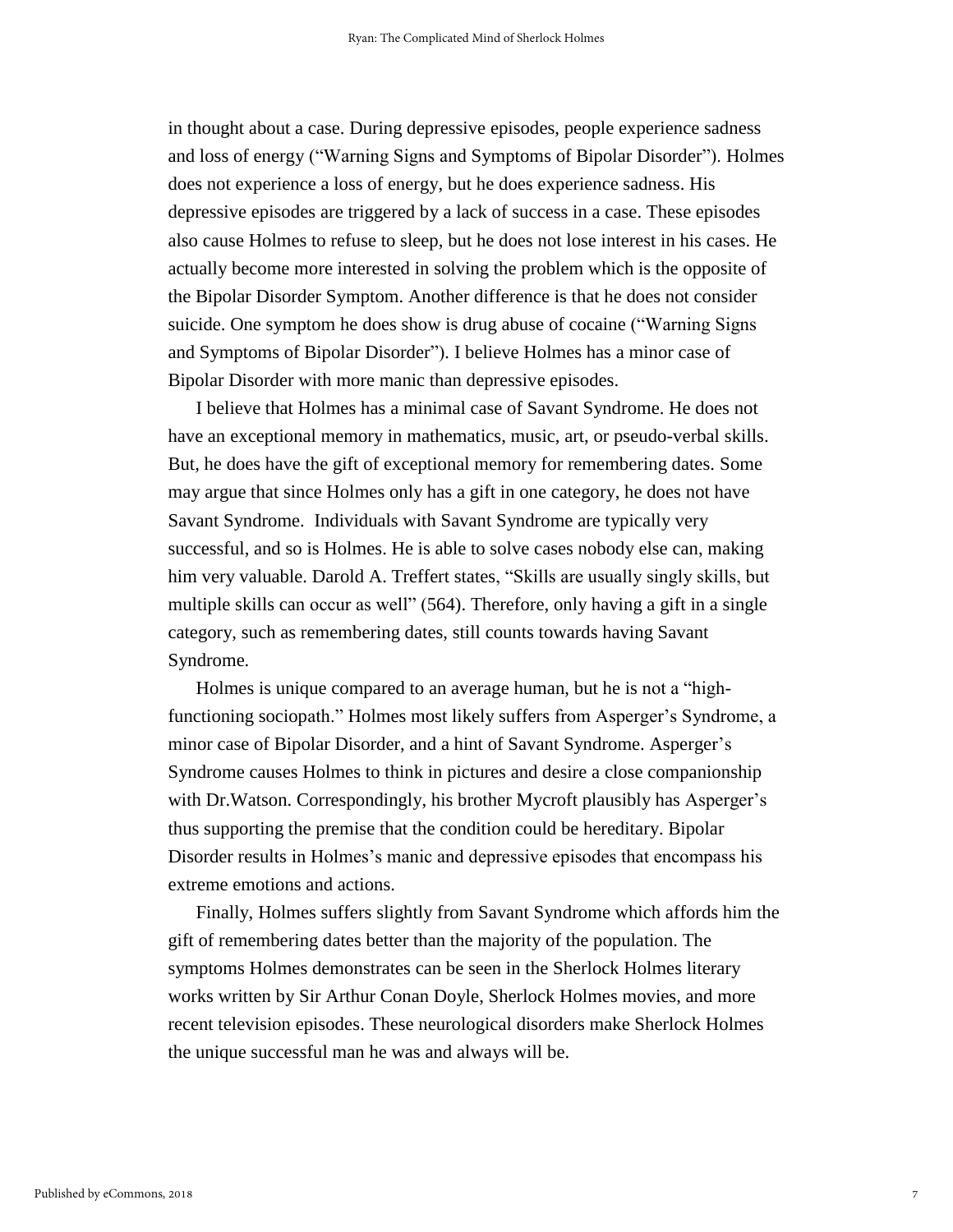in thought about a case. During depressive episodes, people experience sadness and loss of energy ("Warning Signs and Symptoms of Bipolar Disorder"). Holmes does not experience a loss of energy, but he does experience sadness. His depressive episodes are triggered by a lack of success in a case. These episodes also cause Holmes to refuse to sleep, but he does not lose interest in his cases. He actually become more interested in solving the problem which is the opposite of the Bipolar Disorder Symptom. Another difference is that he does not consider suicide. One symptom he does show is drug abuse of cocaine ("Warning Signs and Symptoms of Bipolar Disorder"). I believe Holmes has a minor case of Bipolar Disorder with more manic than depressive episodes.

I believe that Holmes has a minimal case of Savant Syndrome. He does not have an exceptional memory in mathematics, music, art, or pseudo-verbal skills. But, he does have the gift of exceptional memory for remembering dates. Some may argue that since Holmes only has a gift in one category, he does not have Savant Syndrome.  Individuals with Savant Syndrome are typically very successful, and so is Holmes. He is able to solve cases nobody else can, making him very valuable. Darold A. Treffert states, "Skills are usually singly skills, but multiple skills can occur as well" (564). Therefore, only having a gift in a single category, such as remembering dates, still counts towards having Savant Syndrome.

Holmes is unique compared to an average human, but he is not a "high-functioning sociopath." Holmes most likely suffers from Asperger's Syndrome, a minor case of Bipolar Disorder, and a hint of Savant Syndrome. Asperger's Syndrome causes Holmes to think in pictures and desire a close companionship with Dr.Watson. Correspondingly, his brother Mycroft plausibly has Asperger's thus supporting the premise that the condition could be hereditary. Bipolar Disorder results in Holmes's manic and depressive episodes that encompass his extreme emotions and actions.

Finally, Holmes suffers slightly from Savant Syndrome which affords him the gift of remembering dates better than the majority of the population. The symptoms Holmes demonstrates can be seen in the Sherlock Holmes literary works written by Sir Arthur Conan Doyle, Sherlock Holmes movies, and more recent television episodes. These neurological disorders make Sherlock Holmes the unique successful man he was and always will be.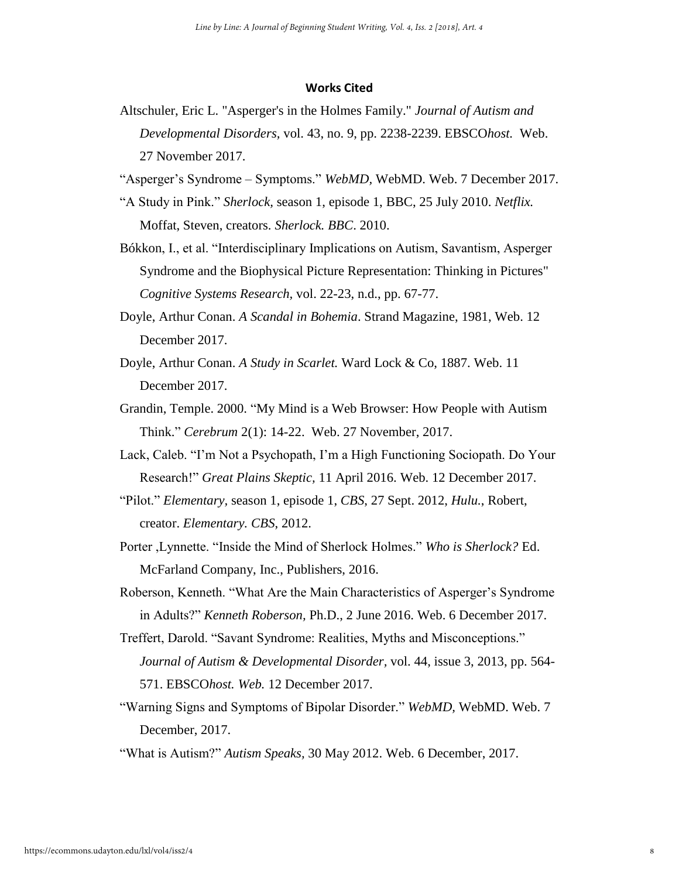## Works Cited

Altschuler, Eric L. "Asperger's in the Holmes Family." *Journal of Autism and Developmental Disorders,* vol. 43, no. 9, pp. 2238-2239. EBSCO*host.* Web. 27 November 2017.

"Asperger's Syndrome – Symptoms." *WebMD,* WebMD. Web. 7 December 2017.

"A Study in Pink." *Sherlock,* season 1, episode 1, BBC, 25 July 2010. *Netflix.* Moffat, Steven, creators. *Sherlock. BBC*. 2010.

Bókkon, I., et al. "Interdisciplinary Implications on Autism, Savantism, Asperger Syndrome and the Biophysical Picture Representation: Thinking in Pictures" *Cognitive Systems Research,* vol. 22-23, n.d., pp. 67-77.

Doyle, Arthur Conan. *A Scandal in Bohemia*. Strand Magazine, 1981, Web. 12 December 2017.

Doyle, Arthur Conan. *A Study in Scarlet.* Ward Lock & Co, 1887. Web. 11 December 2017.

Grandin, Temple. 2000. "My Mind is a Web Browser: How People with Autism Think." *Cerebrum* 2(1): 14-22. Web. 27 November, 2017.

Lack, Caleb. "I'm Not a Psychopath, I'm a High Functioning Sociopath. Do Your Research!" *Great Plains Skeptic,* 11 April 2016. Web. 12 December 2017.

"Pilot." *Elementary,* season 1, episode 1, *CBS*, 27 Sept. 2012, *Hulu.*, Robert, creator. *Elementary. CBS*, 2012.

Porter ,Lynnette. "Inside the Mind of Sherlock Holmes." *Who is Sherlock?* Ed. McFarland Company, Inc., Publishers, 2016.

Roberson, Kenneth. "What Are the Main Characteristics of Asperger's Syndrome in Adults?" *Kenneth Roberson,* Ph.D., 2 June 2016. Web. 6 December 2017.

Treffert, Darold. "Savant Syndrome: Realities, Myths and Misconceptions." *Journal of Autism & Developmental Disorder,* vol. 44, issue 3, 2013, pp. 564-571. EBSCO*host. Web.* 12 December 2017.

"Warning Signs and Symptoms of Bipolar Disorder." *WebMD,* WebMD. Web. 7 December, 2017.

"What is Autism?" *Autism Speaks,* 30 May 2012. Web. 6 December, 2017.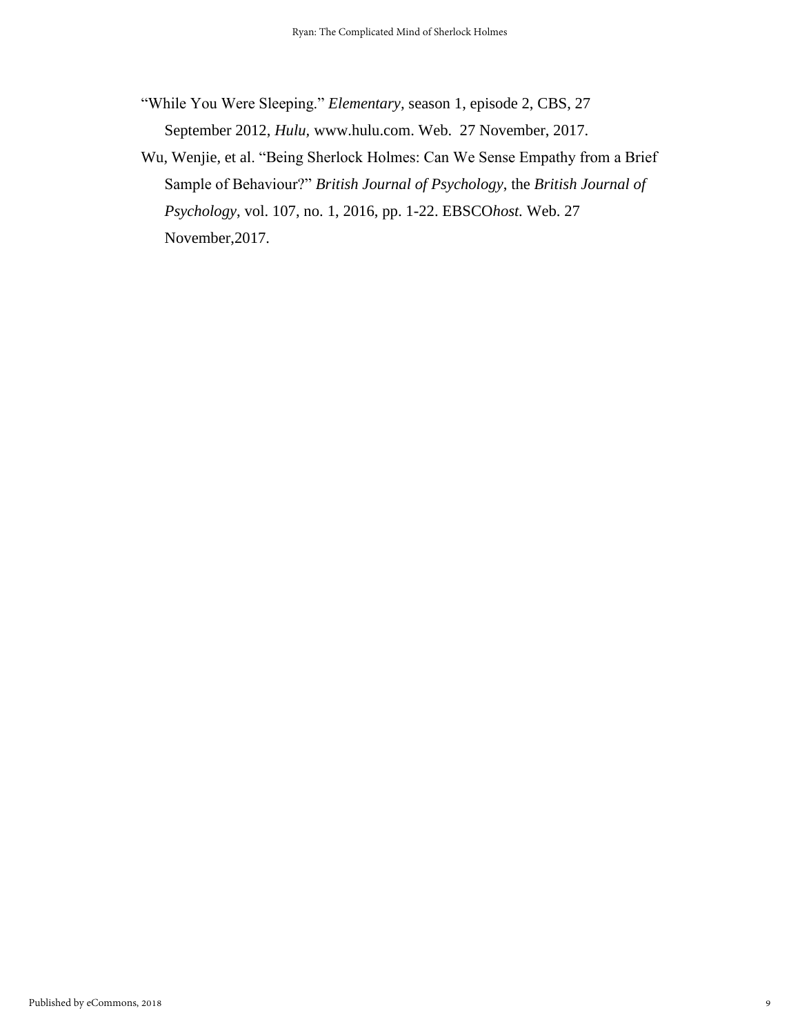"While You Were Sleeping." *Elementary*, season 1, episode 2, CBS, 27 September 2012, *Hulu*, www.hulu.com. Web. 27 November, 2017.

Wu, Wenjie, et al. "Being Sherlock Holmes: Can We Sense Empathy from a Brief Sample of Behaviour?" *British Journal of Psychology*, the *British Journal of Psychology*, vol. 107, no. 1, 2016, pp. 1-22. EBSCO*host*. Web. 27 November,2017.